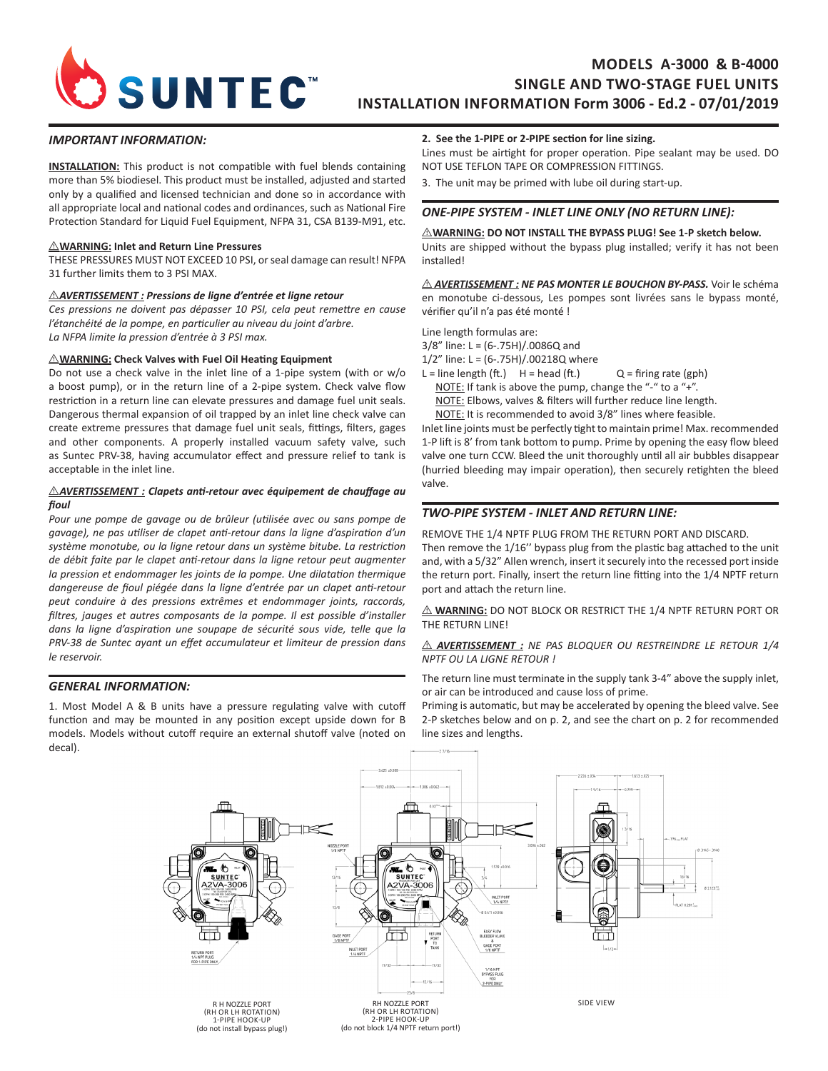# MODELS A-3000 & B-4000
## SINGLE AND TWO-STAGE FUEL UNITS
## INSTALLATION INFORMATION Form 3006 - Ed.2 - 07/01/2019

### *IMPORTANT INFORMATION:*

**INSTALLATION:** This product is not compatible with fuel blends containing more than 5% biodiesel. This product must be installed, adjusted and started only by a qualified and licensed technician and done so in accordance with all appropriate local and national codes and ordinances, such as National Fire Protection Standard for Liquid Fuel Equipment, NFPA 31, CSA B139-M91, etc.

**⚠WARNING: Inlet and Return Line Pressures**
THESE PRESSURES MUST NOT EXCEED 10 PSI, or seal damage can result! NFPA 31 further limits them to 3 PSI MAX.

***⚠AVERTISSEMENT : Pressions de ligne d'entrée et ligne retour***
*Ces pressions ne doivent pas dépasser 10 PSI, cela peut remettre en cause l'étanchéité de la pompe, en particulier au niveau du joint d'arbre.*
*La NFPA limite la pression d'entrée à 3 PSI max.*

**⚠WARNING: Check Valves with Fuel Oil Heating Equipment**
Do not use a check valve in the inlet line of a 1-pipe system (with or w/o a boost pump), or in the return line of a 2-pipe system. Check valve flow restriction in a return line can elevate pressures and damage fuel unit seals. Dangerous thermal expansion of oil trapped by an inlet line check valve can create extreme pressures that damage fuel unit seals, fittings, filters, gages and other components. A properly installed vacuum safety valve, such as Suntec PRV-38, having accumulator effect and pressure relief to tank is acceptable in the inlet line.

***⚠AVERTISSEMENT : Clapets anti-retour avec équipement de chauffage au fioul***
*Pour une pompe de gavage ou de brûleur (utilisée avec ou sans pompe de gavage), ne pas utiliser de clapet anti-retour dans la ligne d'aspiration d'un système monotube, ou la ligne retour dans un système bitube. La restriction de débit faite par le clapet anti-retour dans la ligne retour peut augmenter la pression et endommager les joints de la pompe. Une dilatation thermique dangereuse de fioul piégée dans la ligne d'entrée par un clapet anti-retour peut conduire à des pressions extrêmes et endommager joints, raccords, filtres, jauges et autres composants de la pompe. Il est possible d'installer dans la ligne d'aspiration une soupape de sécurité sous vide, telle que la PRV-38 de Suntec ayant un effet accumulateur et limiteur de pression dans le reservoir.*

### *GENERAL INFORMATION:*

1. Most Model A & B units have a pressure regulating valve with cutoff function and may be mounted in any position except upside down for B models. Models without cutoff require an external shutoff valve (noted on decal).

2. **See the 1-PIPE or 2-PIPE section for line sizing.**
Lines must be airtight for proper operation. Pipe sealant may be used. DO NOT USE TEFLON TAPE OR COMPRESSION FITTINGS.

3. The unit may be primed with lube oil during start-up.

### *ONE-PIPE SYSTEM - INLET LINE ONLY (NO RETURN LINE):*

**⚠WARNING: DO NOT INSTALL THE BYPASS PLUG! See 1-P sketch below.**
Units are shipped without the bypass plug installed; verify it has not been installed!

***⚠ AVERTISSEMENT : NE PAS MONTER LE BOUCHON BY-PASS.*** Voir le schéma en monotube ci-dessous, Les pompes sont livrées sans le bypass monté, vérifier qu'il n'a pas été monté !

Line length formulas are:
3/8" line: L = (6-.75H)/.0086Q and
1/2" line: L = (6-.75H)/.00218Q where
L = line length (ft.) H = head (ft.) Q = firing rate (gph)
NOTE: If tank is above the pump, change the "-" to a "+".
NOTE: Elbows, valves & filters will further reduce line length.
NOTE: It is recommended to avoid 3/8" lines where feasible.

Inlet line joints must be perfectly tight to maintain prime! Max. recommended 1-P lift is 8' from tank bottom to pump. Prime by opening the easy flow bleed valve one turn CCW. Bleed the unit thoroughly until all air bubbles disappear (hurried bleeding may impair operation), then securely retighten the bleed valve.

### *TWO-PIPE SYSTEM - INLET AND RETURN LINE:*

REMOVE THE 1/4 NPTF PLUG FROM THE RETURN PORT AND DISCARD.
Then remove the 1/16'' bypass plug from the plastic bag attached to the unit and, with a 5/32" Allen wrench, insert it securely into the recessed port inside the return port. Finally, insert the return line fitting into the 1/4 NPTF return port and attach the return line.

⚠ **WARNING:** DO NOT BLOCK OR RESTRICT THE 1/4 NPTF RETURN PORT OR THE RETURN LINE!

*⚠ **AVERTISSEMENT :** NE PAS BLOQUER OU RESTREINDRE LE RETOUR 1/4 NPTF OU LA LIGNE RETOUR !*

The return line must terminate in the supply tank 3-4" above the supply inlet, or air can be introduced and cause loss of prime.
Priming is automatic, but may be accelerated by opening the bleed valve. See 2-P sketches below and on p. 2, and see the chart on p. 2 for recommended line sizes and lengths.

R H NOZZLE PORT (RH OR LH ROTATION) 1-PIPE HOOK-UP (do not install bypass plug!)

RH NOZZLE PORT (RH OR LH ROTATION) 2-PIPE HOOK-UP (do not block 1/4 NPTF return port!)

SIDE VIEW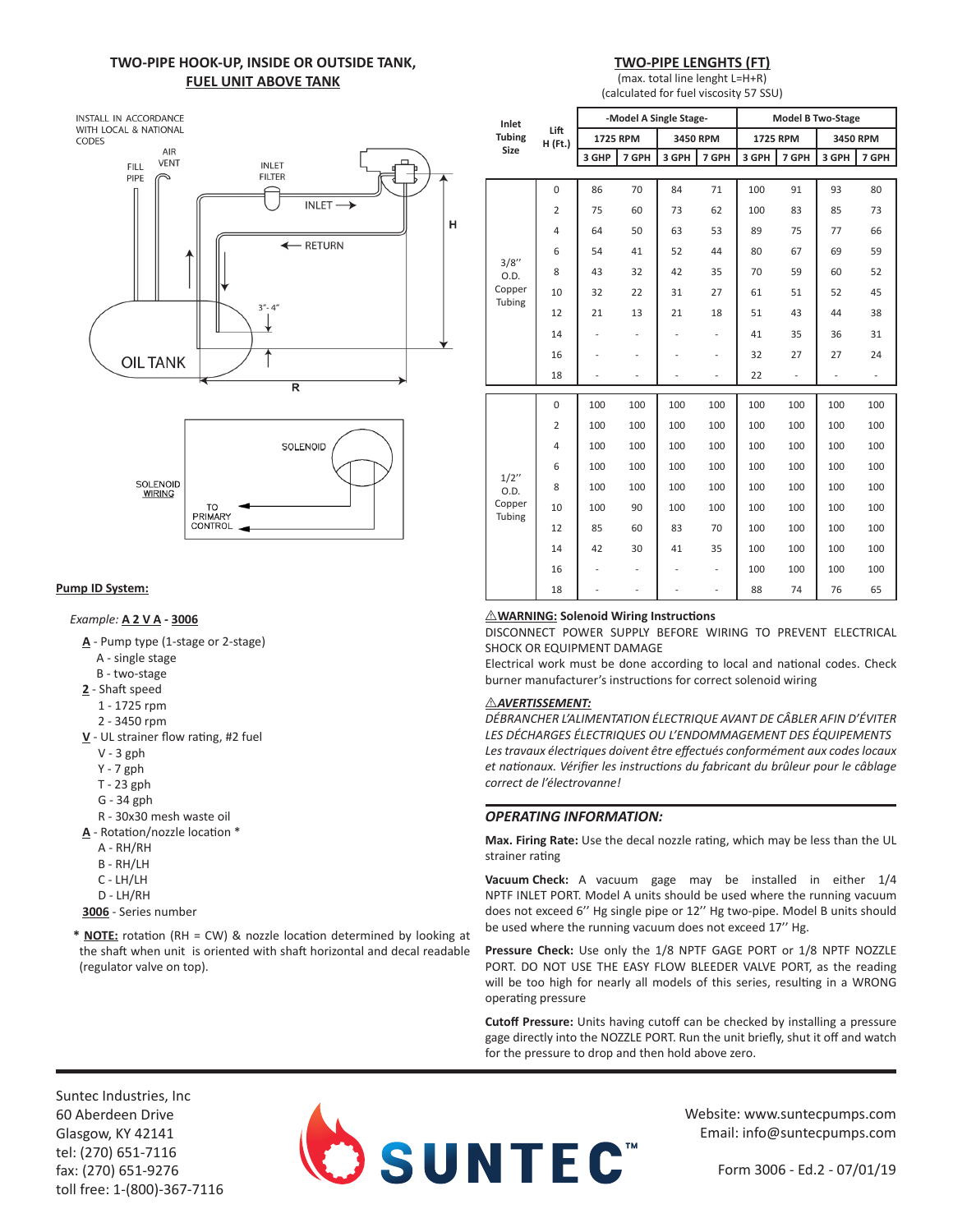## TWO-PIPE HOOK-UP, INSIDE OR OUTSIDE TANK, FUEL UNIT ABOVE TANK

INSTALL IN ACCORDANCE WITH LOCAL & NATIONAL CODES

FILL PIPE

AIR VENT

INLET FILTER

INLET

RETURN

H

3"- 4"

OIL TANK

R

SOLENOID

SOLENOID WIRING

TO PRIMARY CONTROL

## TWO-PIPE LENGHTS (FT)

(max. total line lenght L=H+R)
(calculated for fuel viscosity 57 SSU)

| Inlet Tubing Size | Lift H (Ft.) | -Model A Single Stage- | | | | Model B Two-Stage | | | |
|---|---|---|---|---|---|---|---|---|---|
| | | 1725 RPM | | 3450 RPM | | 1725 RPM | | 3450 RPM | |
| | | 3 GHP | 7 GPH | 3 GPH | 7 GPH | 3 GPH | 7 GPH | 3 GPH | 7 GPH |
| 3/8'' O.D. Copper Tubing | 0 | 86 | 70 | 84 | 71 | 100 | 91 | 93 | 80 |
| | 2 | 75 | 60 | 73 | 62 | 100 | 83 | 85 | 73 |
| | 4 | 64 | 50 | 63 | 53 | 89 | 75 | 77 | 66 |
| | 6 | 54 | 41 | 52 | 44 | 80 | 67 | 69 | 59 |
| | 8 | 43 | 32 | 42 | 35 | 70 | 59 | 60 | 52 |
| | 10 | 32 | 22 | 31 | 27 | 61 | 51 | 52 | 45 |
| | 12 | 21 | 13 | 21 | 18 | 51 | 43 | 44 | 38 |
| | 14 | - | - | - | - | 41 | 35 | 36 | 31 |
| | 16 | - | - | - | - | 32 | 27 | 27 | 24 |
| | 18 | - | - | - | - | 22 | - | - | - |
| 1/2'' O.D. Copper Tubing | 0 | 100 | 100 | 100 | 100 | 100 | 100 | 100 | 100 |
| | 2 | 100 | 100 | 100 | 100 | 100 | 100 | 100 | 100 |
| | 4 | 100 | 100 | 100 | 100 | 100 | 100 | 100 | 100 |
| | 6 | 100 | 100 | 100 | 100 | 100 | 100 | 100 | 100 |
| | 8 | 100 | 100 | 100 | 100 | 100 | 100 | 100 | 100 |
| | 10 | 100 | 90 | 100 | 100 | 100 | 100 | 100 | 100 |
| | 12 | 85 | 60 | 83 | 70 | 100 | 100 | 100 | 100 |
| | 14 | 42 | 30 | 41 | 35 | 100 | 100 | 100 | 100 |
| | 16 | - | - | - | - | 100 | 100 | 100 | 100 |
| | 18 | - | - | - | - | 88 | 74 | 76 | 65 |

### Pump ID System:

*Example:* **A 2 V A - 3006**

- **A** - Pump type (1-stage or 2-stage)
  - A - single stage
  - B - two-stage
- **2** - Shaft speed
  - 1 - 1725 rpm
  - 2 - 3450 rpm
- **V** - UL strainer flow rating, #2 fuel
  - V - 3 gph
  - Y - 7 gph
  - T - 23 gph
  - G - 34 gph
  - R - 30x30 mesh waste oil
- **A** - Rotation/nozzle location *
  - A - RH/RH
  - B - RH/LH
  - C - LH/LH
  - D - LH/RH
- **3006** - Series number

\* **NOTE:** rotation (RH = CW) & nozzle location determined by looking at the shaft when unit is oriented with shaft horizontal and decal readable (regulator valve on top).

⚠**WARNING: Solenoid Wiring Instructions**

DISCONNECT POWER SUPPLY BEFORE WIRING TO PREVENT ELECTRICAL SHOCK OR EQUIPMENT DAMAGE

Electrical work must be done according to local and national codes. Check burner manufacturer's instructions for correct solenoid wiring

⚠***AVERTISSEMENT:***

*DÉBRANCHER L'ALIMENTATION ÉLECTRIQUE AVANT DE CÂBLER AFIN D'ÉVITER LES DÉCHARGES ÉLECTRIQUES OU L'ENDOMMAGEMENT DES ÉQUIPEMENTS*
*Les travaux électriques doivent être effectués conformément aux codes locaux et nationaux. Vérifier les instructions du fabricant du brûleur pour le câblage correct de l'électrovanne!*

### *OPERATING INFORMATION:*

**Max. Firing Rate:** Use the decal nozzle rating, which may be less than the UL strainer rating

**Vacuum Check:** A vacuum gage may be installed in either 1/4 NPTF INLET PORT. Model A units should be used where the running vacuum does not exceed 6'' Hg single pipe or 12'' Hg two-pipe. Model B units should be used where the running vacuum does not exceed 17'' Hg.

**Pressure Check:** Use only the 1/8 NPTF GAGE PORT or 1/8 NPTF NOZZLE PORT. DO NOT USE THE EASY FLOW BLEEDER VALVE PORT, as the reading will be too high for nearly all models of this series, resulting in a WRONG operating pressure

**Cutoff Pressure:** Units having cutoff can be checked by installing a pressure gage directly into the NOZZLE PORT. Run the unit briefly, shut it off and watch for the pressure to drop and then hold above zero.

Suntec Industries, Inc
60 Aberdeen Drive
Glasgow, KY 42141
tel: (270) 651-7116
fax: (270) 651-9276
toll free: 1-(800)-367-7116

SUNTEC™

Website: www.suntecpumps.com
Email: info@suntecpumps.com

Form 3006 - Ed.2 - 07/01/19